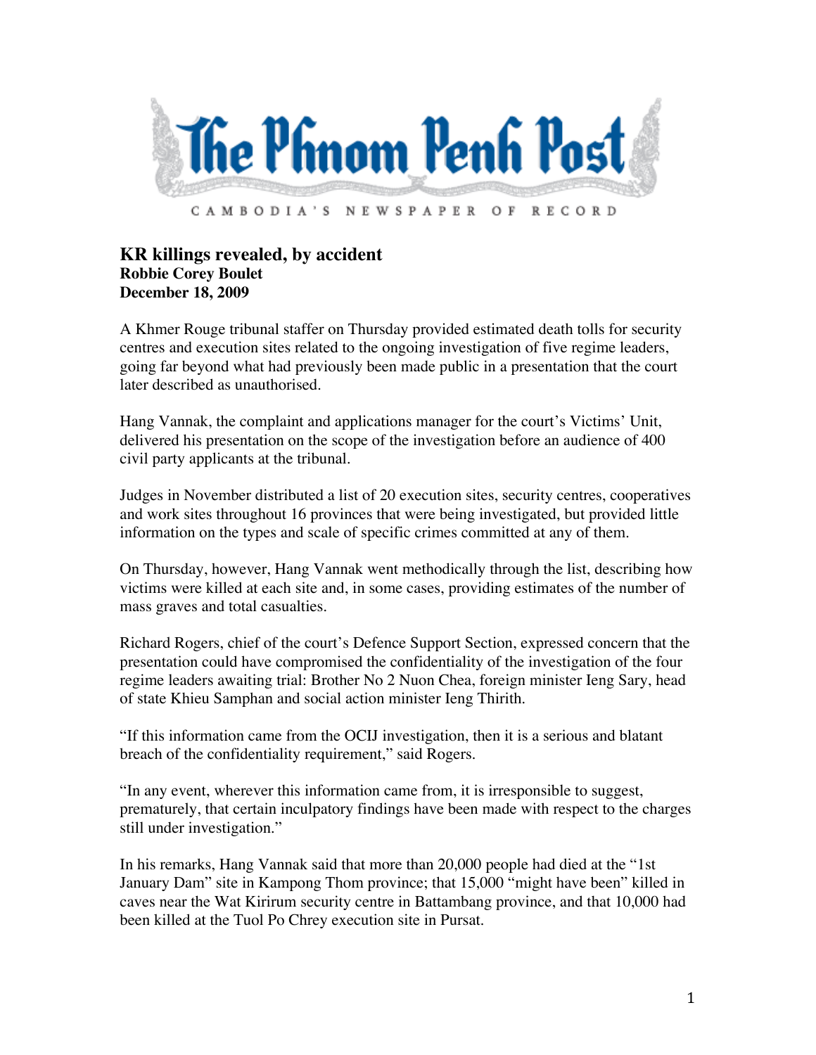# The Phnom Penh Post

CAMBODIA'S NEWSPAPER OF RECORD

## KR killings revealed, by accident

**Robbie Corey Boulet**
**December 18, 2009**

A Khmer Rouge tribunal staffer on Thursday provided estimated death tolls for security centres and execution sites related to the ongoing investigation of five regime leaders, going far beyond what had previously been made public in a presentation that the court later described as unauthorised.

Hang Vannak, the complaint and applications manager for the court's Victims' Unit, delivered his presentation on the scope of the investigation before an audience of 400 civil party applicants at the tribunal.

Judges in November distributed a list of 20 execution sites, security centres, cooperatives and work sites throughout 16 provinces that were being investigated, but provided little information on the types and scale of specific crimes committed at any of them.

On Thursday, however, Hang Vannak went methodically through the list, describing how victims were killed at each site and, in some cases, providing estimates of the number of mass graves and total casualties.

Richard Rogers, chief of the court's Defence Support Section, expressed concern that the presentation could have compromised the confidentiality of the investigation of the four regime leaders awaiting trial: Brother No 2 Nuon Chea, foreign minister Ieng Sary, head of state Khieu Samphan and social action minister Ieng Thirith.

"If this information came from the OCIJ investigation, then it is a serious and blatant breach of the confidentiality requirement," said Rogers.

"In any event, wherever this information came from, it is irresponsible to suggest, prematurely, that certain inculpatory findings have been made with respect to the charges still under investigation."

In his remarks, Hang Vannak said that more than 20,000 people had died at the "1st January Dam" site in Kampong Thom province; that 15,000 "might have been" killed in caves near the Wat Kirirum security centre in Battambang province, and that 10,000 had been killed at the Tuol Po Chrey execution site in Pursat.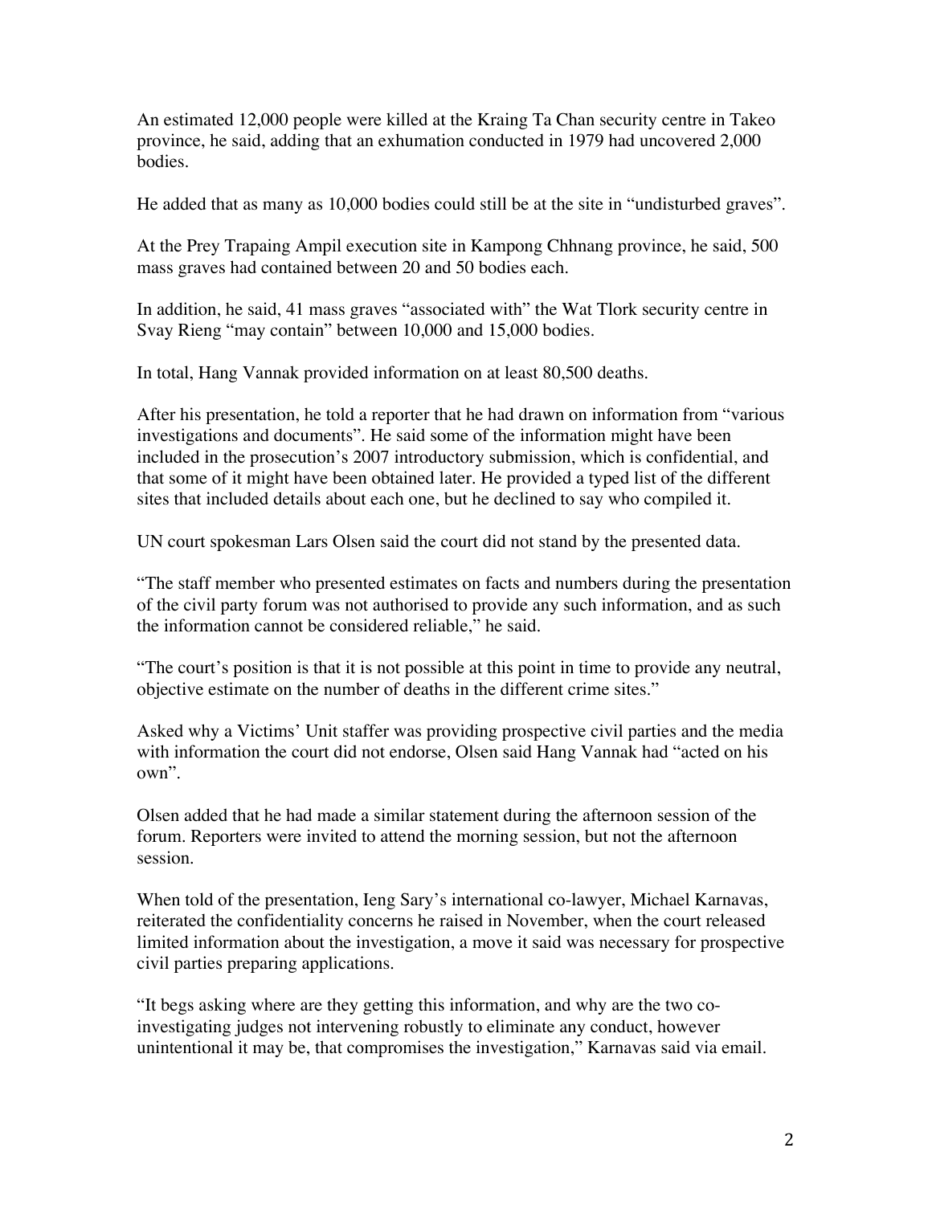An estimated 12,000 people were killed at the Kraing Ta Chan security centre in Takeo province, he said, adding that an exhumation conducted in 1979 had uncovered 2,000 bodies.

He added that as many as 10,000 bodies could still be at the site in "undisturbed graves".

At the Prey Trapaing Ampil execution site in Kampong Chhnang province, he said, 500 mass graves had contained between 20 and 50 bodies each.

In addition, he said, 41 mass graves "associated with" the Wat Tlork security centre in Svay Rieng "may contain" between 10,000 and 15,000 bodies.

In total, Hang Vannak provided information on at least 80,500 deaths.

After his presentation, he told a reporter that he had drawn on information from "various investigations and documents". He said some of the information might have been included in the prosecution's 2007 introductory submission, which is confidential, and that some of it might have been obtained later. He provided a typed list of the different sites that included details about each one, but he declined to say who compiled it.

UN court spokesman Lars Olsen said the court did not stand by the presented data.

"The staff member who presented estimates on facts and numbers during the presentation of the civil party forum was not authorised to provide any such information, and as such the information cannot be considered reliable," he said.

"The court's position is that it is not possible at this point in time to provide any neutral, objective estimate on the number of deaths in the different crime sites."

Asked why a Victims' Unit staffer was providing prospective civil parties and the media with information the court did not endorse, Olsen said Hang Vannak had "acted on his own".

Olsen added that he had made a similar statement during the afternoon session of the forum. Reporters were invited to attend the morning session, but not the afternoon session.

When told of the presentation, Ieng Sary's international co-lawyer, Michael Karnavas, reiterated the confidentiality concerns he raised in November, when the court released limited information about the investigation, a move it said was necessary for prospective civil parties preparing applications.

"It begs asking where are they getting this information, and why are the two co-investigating judges not intervening robustly to eliminate any conduct, however unintentional it may be, that compromises the investigation," Karnavas said via email.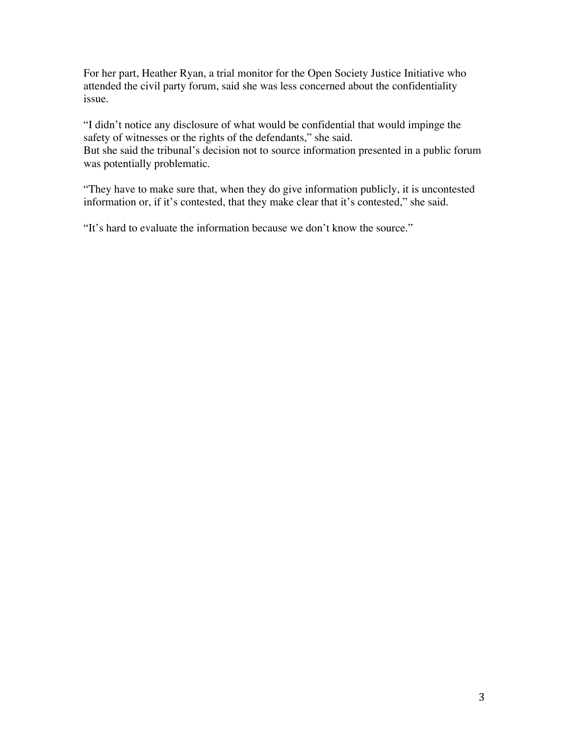For her part, Heather Ryan, a trial monitor for the Open Society Justice Initiative who attended the civil party forum, said she was less concerned about the confidentiality issue.

"I didn't notice any disclosure of what would be confidential that would impinge the safety of witnesses or the rights of the defendants," she said.
But she said the tribunal's decision not to source information presented in a public forum was potentially problematic.

"They have to make sure that, when they do give information publicly, it is uncontested information or, if it's contested, that they make clear that it's contested," she said.

"It's hard to evaluate the information because we don't know the source."